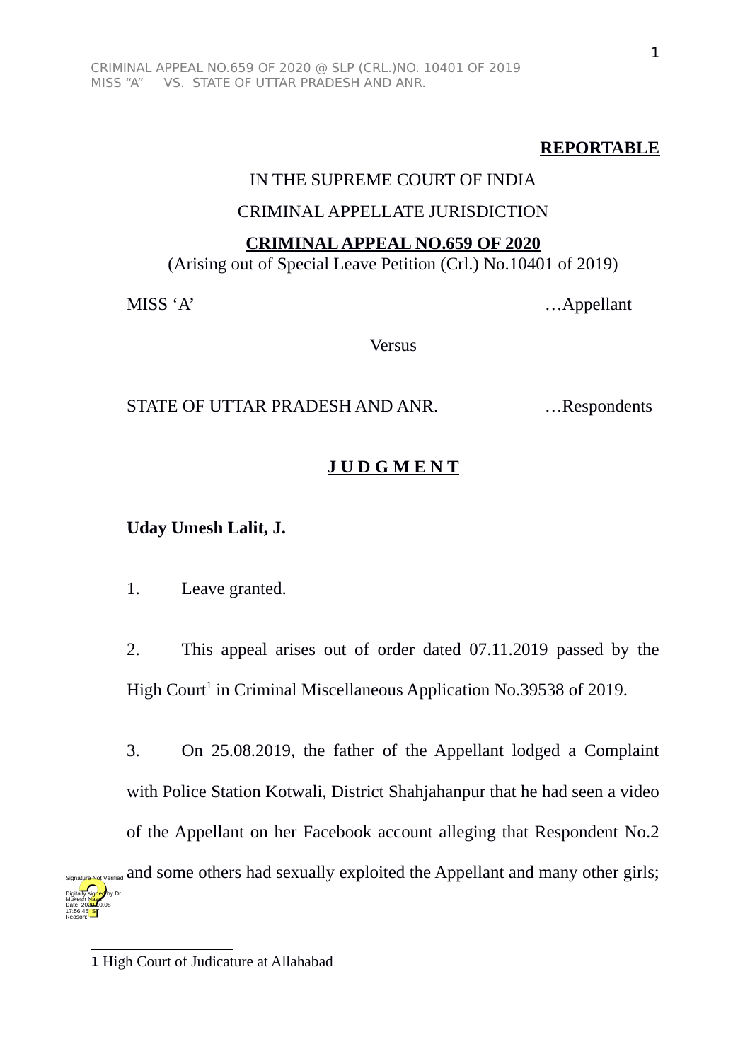**REPORTABLE**

IN THE SUPREME COURT OF INDIA

CRIMINAL APPELLATE JURISDICTION

**CRIMINAL APPEAL NO.659 OF 2020**

(Arising out of Special Leave Petition (Crl.) No.10401 of 2019)

MISS 'A' …Appellant

Versus

STATE OF UTTAR PRADESH AND ANR. …Respondents

**J U D G M E N T**

**Uday Umesh Lalit, J.**

1. Leave granted.

2. This appeal arises out of order dated 07.11.2019 passed by the High Court[1] in Criminal Miscellaneous Application No.39538 of 2019.

3. On 25.08.2019, the father of the Appellant lodged a Complaint with Police Station Kotwali, District Shahjahanpur that he had seen a video of the Appellant on her Facebook account alleging that Respondent No.2 and some others had sexually exploited the Appellant and many other girls;

[1] High Court of Judicature at Allahabad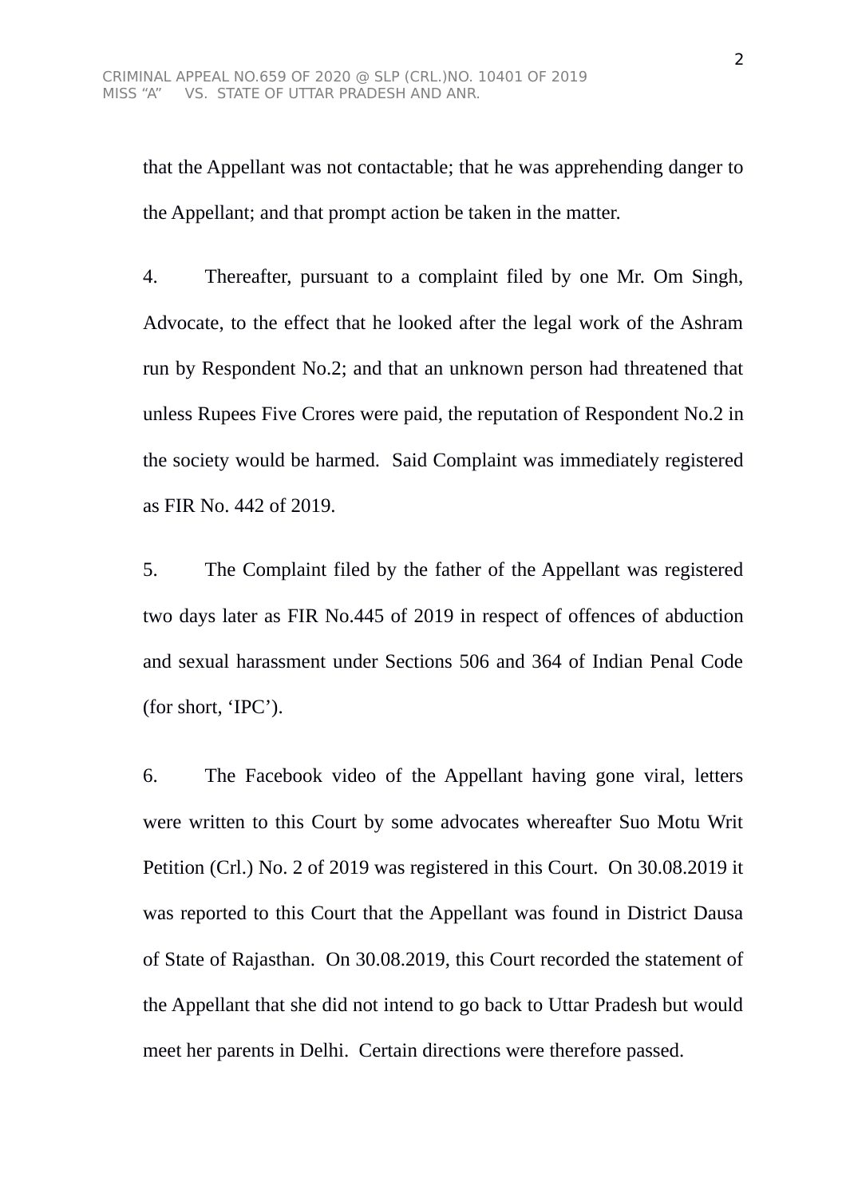that the Appellant was not contactable; that he was apprehending danger to the Appellant; and that prompt action be taken in the matter.

4. Thereafter, pursuant to a complaint filed by one Mr. Om Singh, Advocate, to the effect that he looked after the legal work of the Ashram run by Respondent No.2; and that an unknown person had threatened that unless Rupees Five Crores were paid, the reputation of Respondent No.2 in the society would be harmed. Said Complaint was immediately registered as FIR No. 442 of 2019.

5. The Complaint filed by the father of the Appellant was registered two days later as FIR No.445 of 2019 in respect of offences of abduction and sexual harassment under Sections 506 and 364 of Indian Penal Code (for short, 'IPC').

6. The Facebook video of the Appellant having gone viral, letters were written to this Court by some advocates whereafter Suo Motu Writ Petition (Crl.) No. 2 of 2019 was registered in this Court. On 30.08.2019 it was reported to this Court that the Appellant was found in District Dausa of State of Rajasthan. On 30.08.2019, this Court recorded the statement of the Appellant that she did not intend to go back to Uttar Pradesh but would meet her parents in Delhi. Certain directions were therefore passed.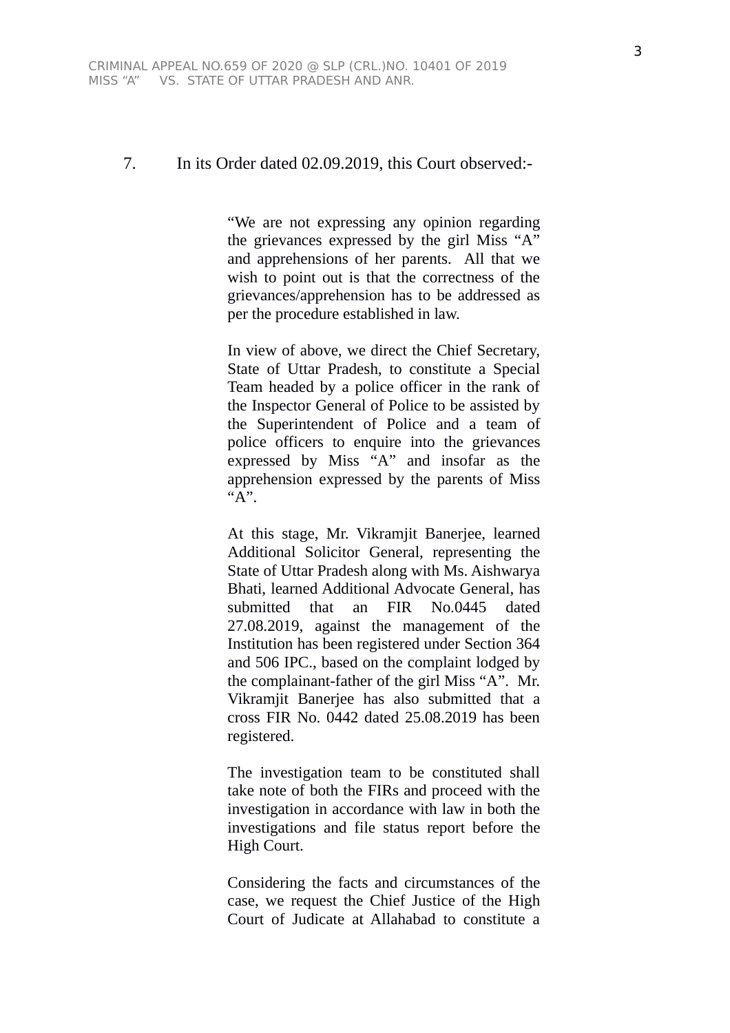7. In its Order dated 02.09.2019, this Court observed:-

> "We are not expressing any opinion regarding the grievances expressed by the girl Miss "A" and apprehensions of her parents. All that we wish to point out is that the correctness of the grievances/apprehension has to be addressed as per the procedure established in law.
>
> In view of above, we direct the Chief Secretary, State of Uttar Pradesh, to constitute a Special Team headed by a police officer in the rank of the Inspector General of Police to be assisted by the Superintendent of Police and a team of police officers to enquire into the grievances expressed by Miss "A" and insofar as the apprehension expressed by the parents of Miss "A".
>
> At this stage, Mr. Vikramjit Banerjee, learned Additional Solicitor General, representing the State of Uttar Pradesh along with Ms. Aishwarya Bhati, learned Additional Advocate General, has submitted that an FIR No.0445 dated 27.08.2019, against the management of the Institution has been registered under Section 364 and 506 IPC., based on the complaint lodged by the complainant-father of the girl Miss "A". Mr. Vikramjit Banerjee has also submitted that a cross FIR No. 0442 dated 25.08.2019 has been registered.
>
> The investigation team to be constituted shall take note of both the FIRs and proceed with the investigation in accordance with law in both the investigations and file status report before the High Court.
>
> Considering the facts and circumstances of the case, we request the Chief Justice of the High Court of Judicate at Allahabad to constitute a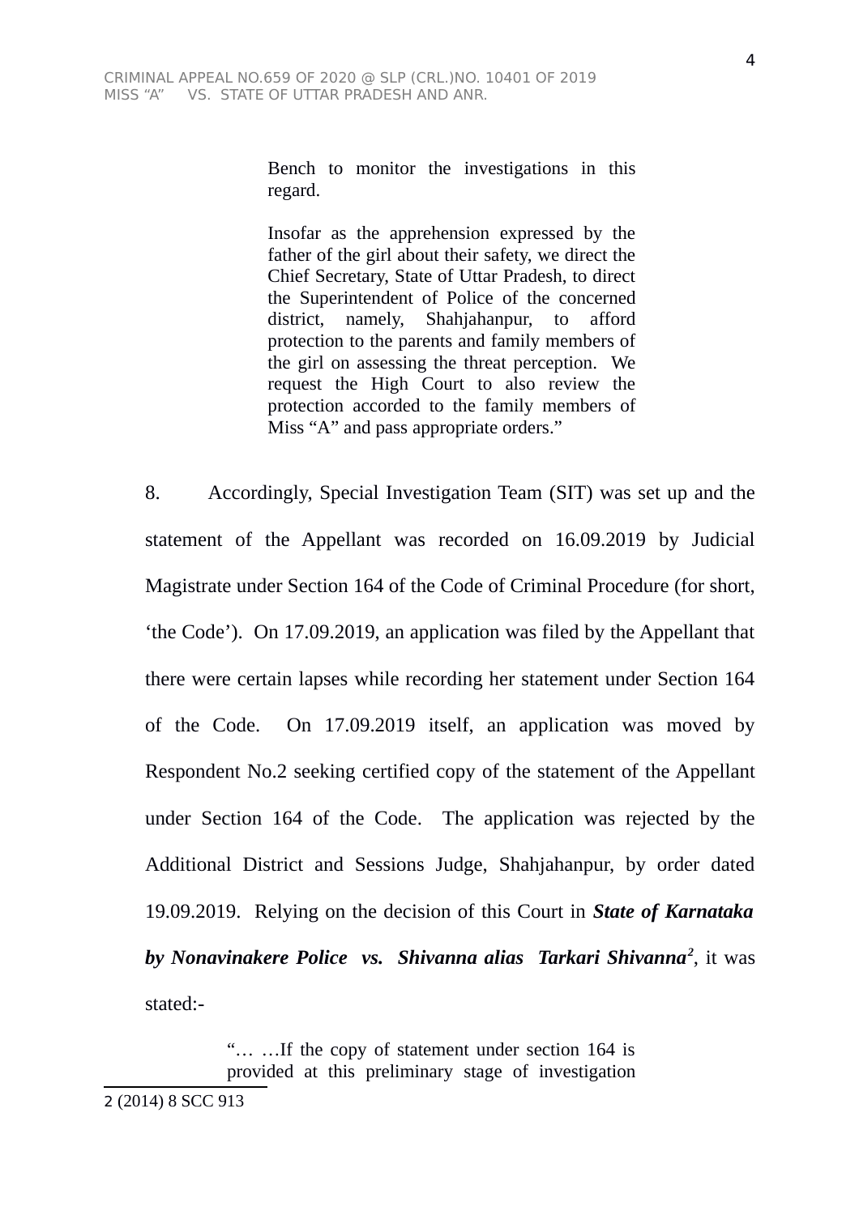> Bench to monitor the investigations in this regard.
>
> Insofar as the apprehension expressed by the father of the girl about their safety, we direct the Chief Secretary, State of Uttar Pradesh, to direct the Superintendent of Police of the concerned district, namely, Shahjahanpur, to afford protection to the parents and family members of the girl on assessing the threat perception. We request the High Court to also review the protection accorded to the family members of Miss "A" and pass appropriate orders."

8. Accordingly, Special Investigation Team (SIT) was set up and the statement of the Appellant was recorded on 16.09.2019 by Judicial Magistrate under Section 164 of the Code of Criminal Procedure (for short, 'the Code'). On 17.09.2019, an application was filed by the Appellant that there were certain lapses while recording her statement under Section 164 of the Code. On 17.09.2019 itself, an application was moved by Respondent No.2 seeking certified copy of the statement of the Appellant under Section 164 of the Code. The application was rejected by the Additional District and Sessions Judge, Shahjahanpur, by order dated 19.09.2019. Relying on the decision of this Court in ***State of Karnataka by Nonavinakere Police vs. Shivanna alias Tarkari Shivanna***[2], it was stated:-

> "… …If the copy of statement under section 164 is provided at this preliminary stage of investigation

2 (2014) 8 SCC 913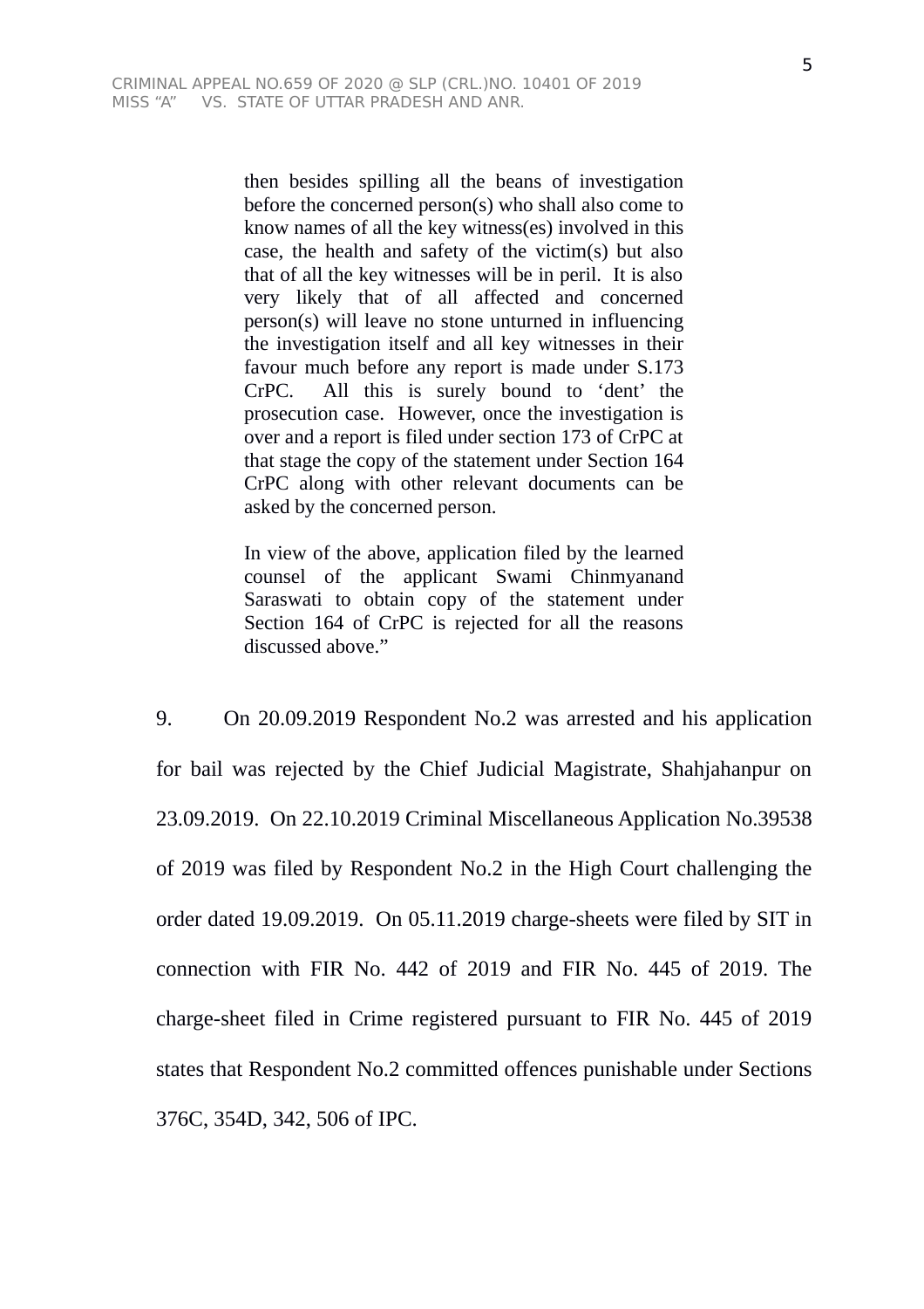> then besides spilling all the beans of investigation before the concerned person(s) who shall also come to know names of all the key witness(es) involved in this case, the health and safety of the victim(s) but also that of all the key witnesses will be in peril. It is also very likely that of all affected and concerned person(s) will leave no stone unturned in influencing the investigation itself and all key witnesses in their favour much before any report is made under S.173 CrPC. All this is surely bound to 'dent' the prosecution case. However, once the investigation is over and a report is filed under section 173 of CrPC at that stage the copy of the statement under Section 164 CrPC along with other relevant documents can be asked by the concerned person.
>
> In view of the above, application filed by the learned counsel of the applicant Swami Chinmyanand Saraswati to obtain copy of the statement under Section 164 of CrPC is rejected for all the reasons discussed above."

9. On 20.09.2019 Respondent No.2 was arrested and his application for bail was rejected by the Chief Judicial Magistrate, Shahjahanpur on 23.09.2019. On 22.10.2019 Criminal Miscellaneous Application No.39538 of 2019 was filed by Respondent No.2 in the High Court challenging the order dated 19.09.2019. On 05.11.2019 charge-sheets were filed by SIT in connection with FIR No. 442 of 2019 and FIR No. 445 of 2019. The charge-sheet filed in Crime registered pursuant to FIR No. 445 of 2019 states that Respondent No.2 committed offences punishable under Sections 376C, 354D, 342, 506 of IPC.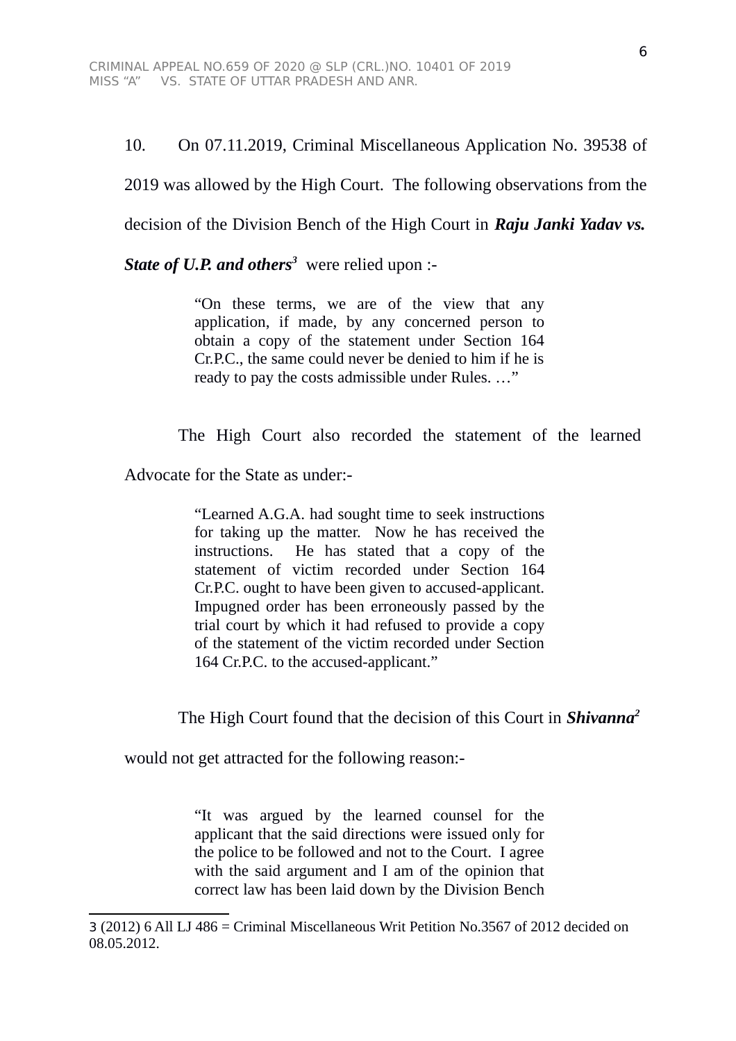10. On 07.11.2019, Criminal Miscellaneous Application No. 39538 of 2019 was allowed by the High Court. The following observations from the decision of the Division Bench of the High Court in ***Raju Janki Yadav vs. State of U.P. and others***[3] were relied upon :-

> "On these terms, we are of the view that any application, if made, by any concerned person to obtain a copy of the statement under Section 164 Cr.P.C., the same could never be denied to him if he is ready to pay the costs admissible under Rules. …"

The High Court also recorded the statement of the learned Advocate for the State as under:-

> "Learned A.G.A. had sought time to seek instructions for taking up the matter. Now he has received the instructions. He has stated that a copy of the statement of victim recorded under Section 164 Cr.P.C. ought to have been given to accused-applicant. Impugned order has been erroneously passed by the trial court by which it had refused to provide a copy of the statement of the victim recorded under Section 164 Cr.P.C. to the accused-applicant."

The High Court found that the decision of this Court in ***Shivanna***[2] would not get attracted for the following reason:-

> "It was argued by the learned counsel for the applicant that the said directions were issued only for the police to be followed and not to the Court. I agree with the said argument and I am of the opinion that correct law has been laid down by the Division Bench

---

3 (2012) 6 All LJ 486 = Criminal Miscellaneous Writ Petition No.3567 of 2012 decided on 08.05.2012.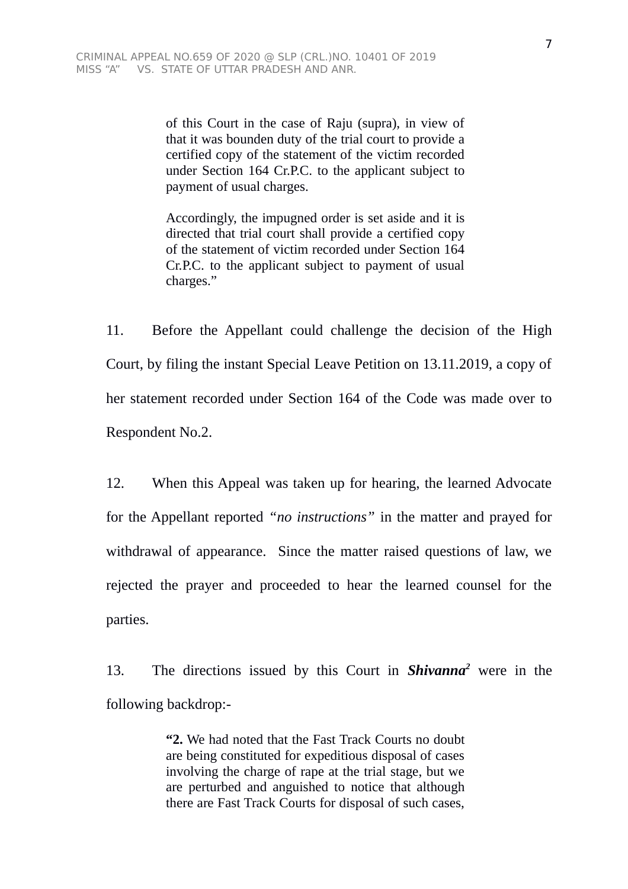> of this Court in the case of Raju (supra), in view of that it was bounden duty of the trial court to provide a certified copy of the statement of the victim recorded under Section 164 Cr.P.C. to the applicant subject to payment of usual charges.
>
> Accordingly, the impugned order is set aside and it is directed that trial court shall provide a certified copy of the statement of victim recorded under Section 164 Cr.P.C. to the applicant subject to payment of usual charges."

11. Before the Appellant could challenge the decision of the High Court, by filing the instant Special Leave Petition on 13.11.2019, a copy of her statement recorded under Section 164 of the Code was made over to Respondent No.2.

12. When this Appeal was taken up for hearing, the learned Advocate for the Appellant reported *"no instructions"* in the matter and prayed for withdrawal of appearance. Since the matter raised questions of law, we rejected the prayer and proceeded to hear the learned counsel for the parties.

13. The directions issued by this Court in ***Shivanna***[2] were in the following backdrop:-

> **"2.** We had noted that the Fast Track Courts no doubt are being constituted for expeditious disposal of cases involving the charge of rape at the trial stage, but we are perturbed and anguished to notice that although there are Fast Track Courts for disposal of such cases,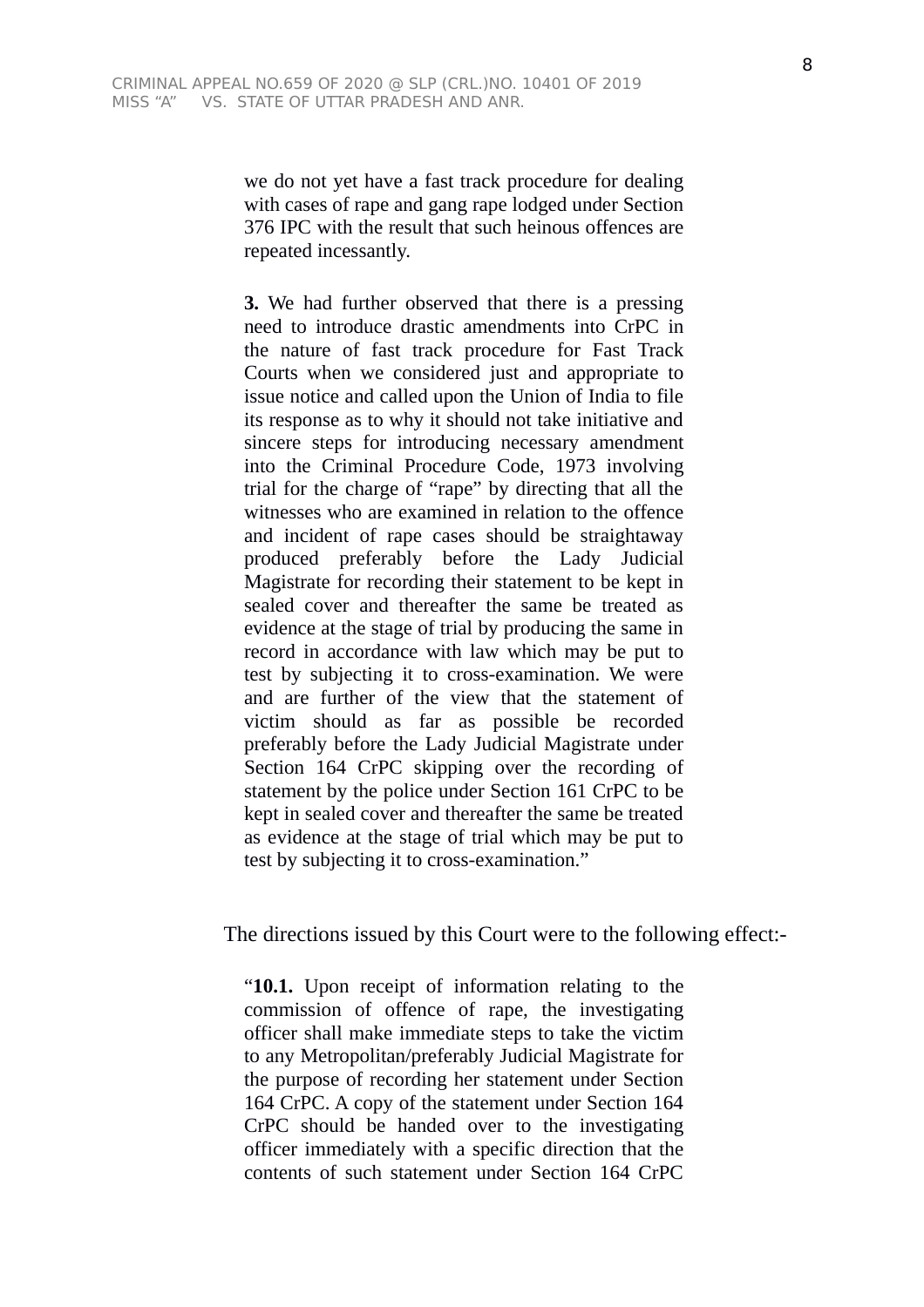> we do not yet have a fast track procedure for dealing with cases of rape and gang rape lodged under Section 376 IPC with the result that such heinous offences are repeated incessantly.
>
> **3.** We had further observed that there is a pressing need to introduce drastic amendments into CrPC in the nature of fast track procedure for Fast Track Courts when we considered just and appropriate to issue notice and called upon the Union of India to file its response as to why it should not take initiative and sincere steps for introducing necessary amendment into the Criminal Procedure Code, 1973 involving trial for the charge of "rape" by directing that all the witnesses who are examined in relation to the offence and incident of rape cases should be straightaway produced preferably before the Lady Judicial Magistrate for recording their statement to be kept in sealed cover and thereafter the same be treated as evidence at the stage of trial by producing the same in record in accordance with law which may be put to test by subjecting it to cross-examination. We were and are further of the view that the statement of victim should as far as possible be recorded preferably before the Lady Judicial Magistrate under Section 164 CrPC skipping over the recording of statement by the police under Section 161 CrPC to be kept in sealed cover and thereafter the same be treated as evidence at the stage of trial which may be put to test by subjecting it to cross-examination."

The directions issued by this Court were to the following effect:-

> "**10.1.** Upon receipt of information relating to the commission of offence of rape, the investigating officer shall make immediate steps to take the victim to any Metropolitan/preferably Judicial Magistrate for the purpose of recording her statement under Section 164 CrPC. A copy of the statement under Section 164 CrPC should be handed over to the investigating officer immediately with a specific direction that the contents of such statement under Section 164 CrPC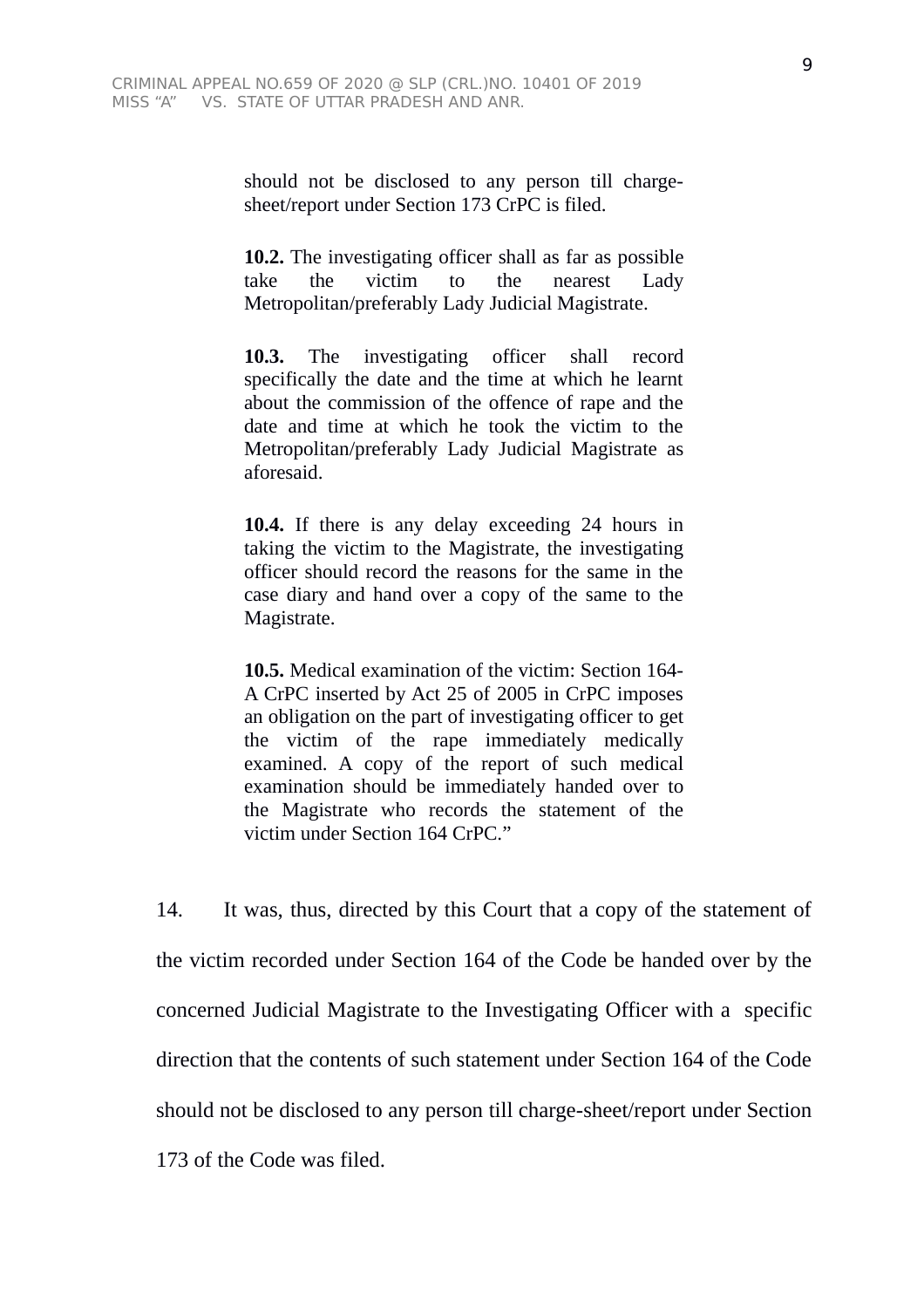> should not be disclosed to any person till charge-sheet/report under Section 173 CrPC is filed.
>
> **10.2.** The investigating officer shall as far as possible take the victim to the nearest Lady Metropolitan/preferably Lady Judicial Magistrate.
>
> **10.3.** The investigating officer shall record specifically the date and the time at which he learnt about the commission of the offence of rape and the date and time at which he took the victim to the Metropolitan/preferably Lady Judicial Magistrate as aforesaid.
>
> **10.4.** If there is any delay exceeding 24 hours in taking the victim to the Magistrate, the investigating officer should record the reasons for the same in the case diary and hand over a copy of the same to the Magistrate.
>
> **10.5.** Medical examination of the victim: Section 164-A CrPC inserted by Act 25 of 2005 in CrPC imposes an obligation on the part of investigating officer to get the victim of the rape immediately medically examined. A copy of the report of such medical examination should be immediately handed over to the Magistrate who records the statement of the victim under Section 164 CrPC."

14. It was, thus, directed by this Court that a copy of the statement of the victim recorded under Section 164 of the Code be handed over by the concerned Judicial Magistrate to the Investigating Officer with a specific direction that the contents of such statement under Section 164 of the Code should not be disclosed to any person till charge-sheet/report under Section 173 of the Code was filed.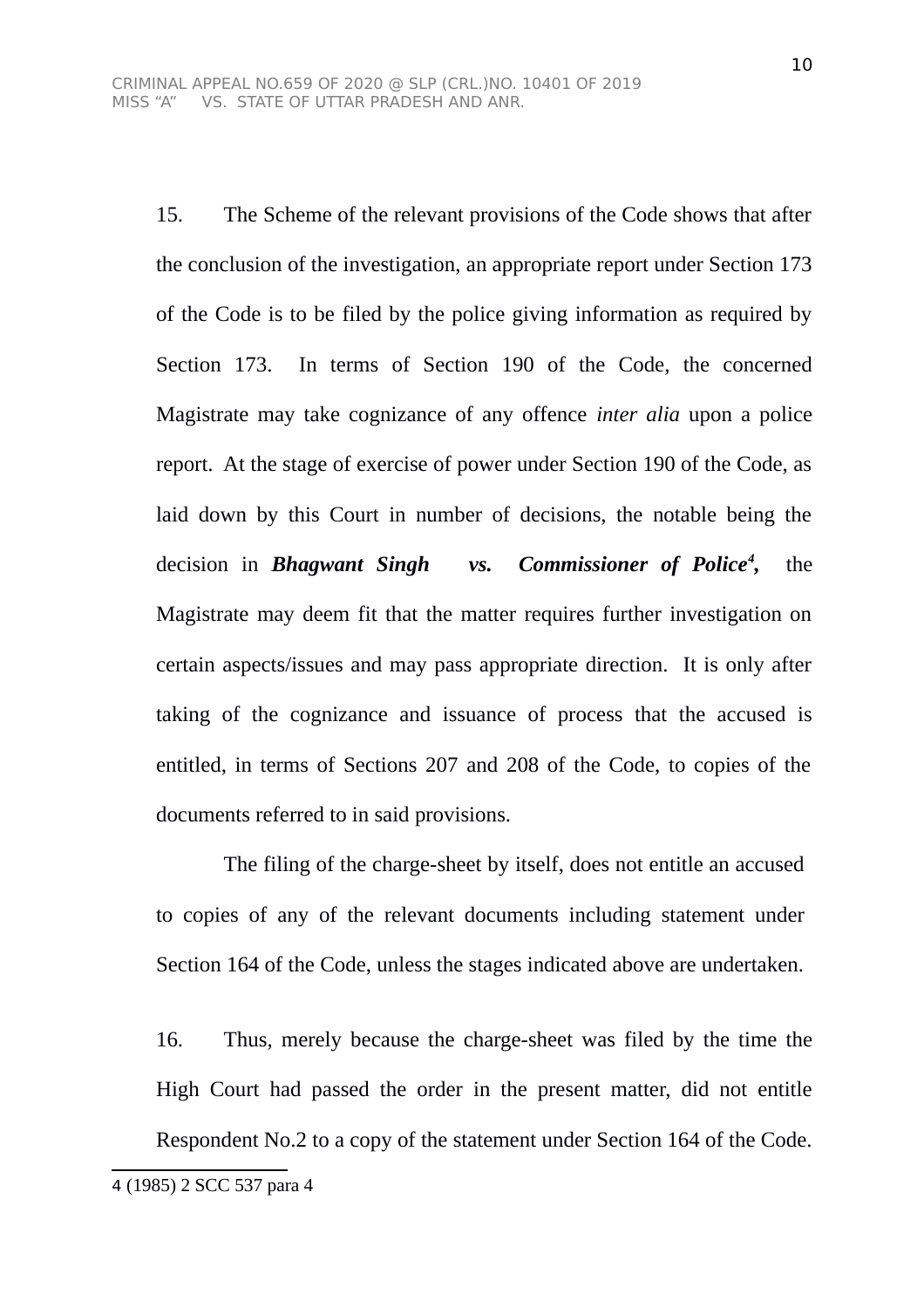15. The Scheme of the relevant provisions of the Code shows that after the conclusion of the investigation, an appropriate report under Section 173 of the Code is to be filed by the police giving information as required by Section 173. In terms of Section 190 of the Code, the concerned Magistrate may take cognizance of any offence *inter alia* upon a police report. At the stage of exercise of power under Section 190 of the Code, as laid down by this Court in number of decisions, the notable being the decision in ***Bhagwant Singh vs. Commissioner of Police***[4], the Magistrate may deem fit that the matter requires further investigation on certain aspects/issues and may pass appropriate direction. It is only after taking of the cognizance and issuance of process that the accused is entitled, in terms of Sections 207 and 208 of the Code, to copies of the documents referred to in said provisions.

The filing of the charge-sheet by itself, does not entitle an accused to copies of any of the relevant documents including statement under Section 164 of the Code, unless the stages indicated above are undertaken.

16. Thus, merely because the charge-sheet was filed by the time the High Court had passed the order in the present matter, did not entitle Respondent No.2 to a copy of the statement under Section 164 of the Code.

---

4 (1985) 2 SCC 537 para 4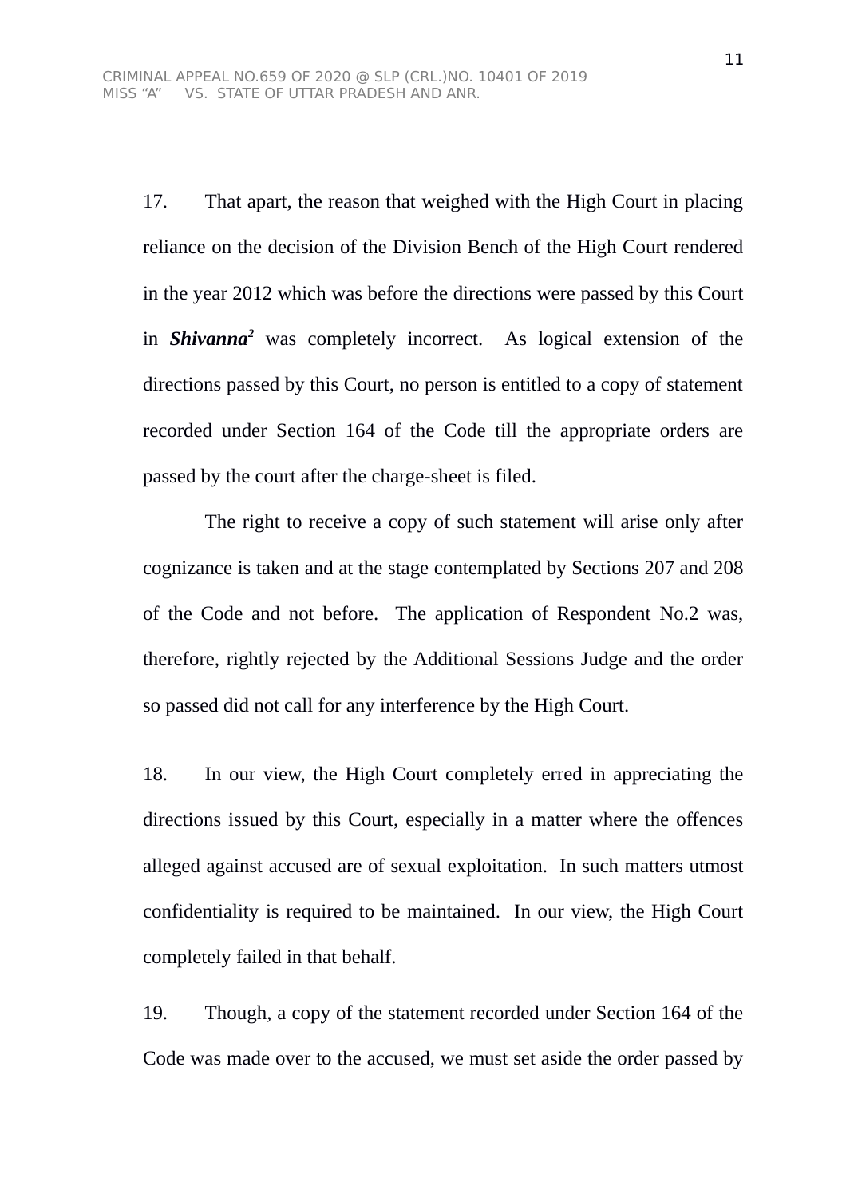17. That apart, the reason that weighed with the High Court in placing reliance on the decision of the Division Bench of the High Court rendered in the year 2012 which was before the directions were passed by this Court in ***Shivanna***[2] was completely incorrect. As logical extension of the directions passed by this Court, no person is entitled to a copy of statement recorded under Section 164 of the Code till the appropriate orders are passed by the court after the charge-sheet is filed.

The right to receive a copy of such statement will arise only after cognizance is taken and at the stage contemplated by Sections 207 and 208 of the Code and not before. The application of Respondent No.2 was, therefore, rightly rejected by the Additional Sessions Judge and the order so passed did not call for any interference by the High Court.

18. In our view, the High Court completely erred in appreciating the directions issued by this Court, especially in a matter where the offences alleged against accused are of sexual exploitation. In such matters utmost confidentiality is required to be maintained. In our view, the High Court completely failed in that behalf.

19. Though, a copy of the statement recorded under Section 164 of the Code was made over to the accused, we must set aside the order passed by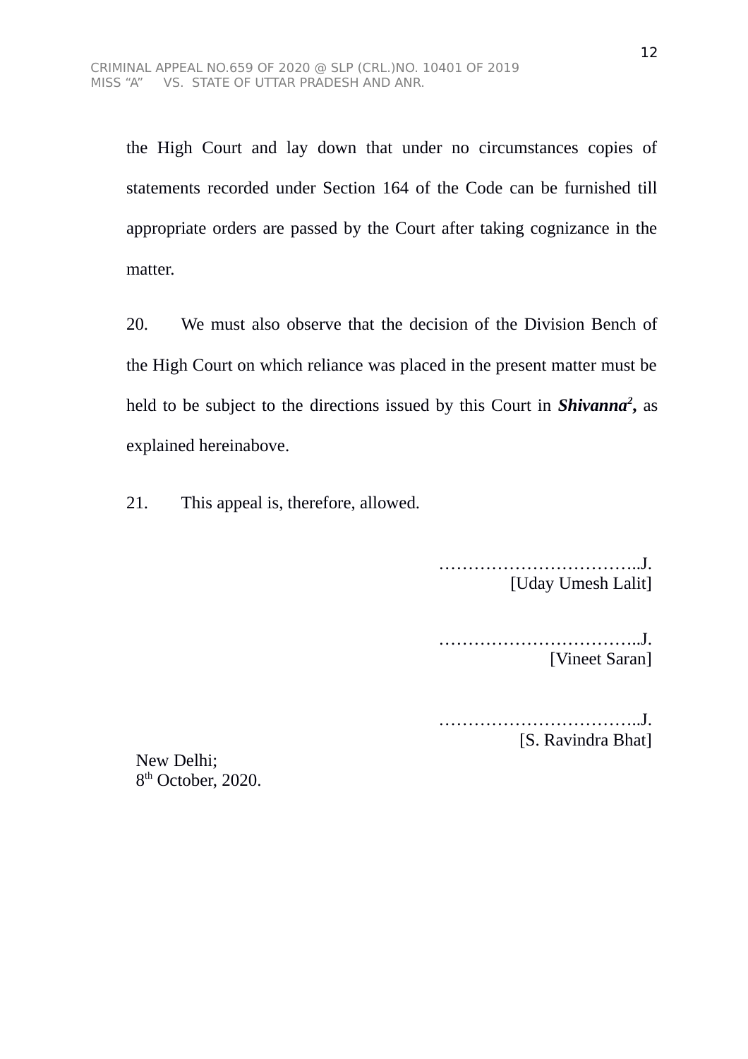the High Court and lay down that under no circumstances copies of statements recorded under Section 164 of the Code can be furnished till appropriate orders are passed by the Court after taking cognizance in the matter.

20. We must also observe that the decision of the Division Bench of the High Court on which reliance was placed in the present matter must be held to be subject to the directions issued by this Court in ***Shivanna***[2], as explained hereinabove.

21. This appeal is, therefore, allowed.

……………………………..J.
[Uday Umesh Lalit]

……………………………..J.
[Vineet Saran]

……………………………..J.
[S. Ravindra Bhat]

New Delhi;
8th October, 2020.